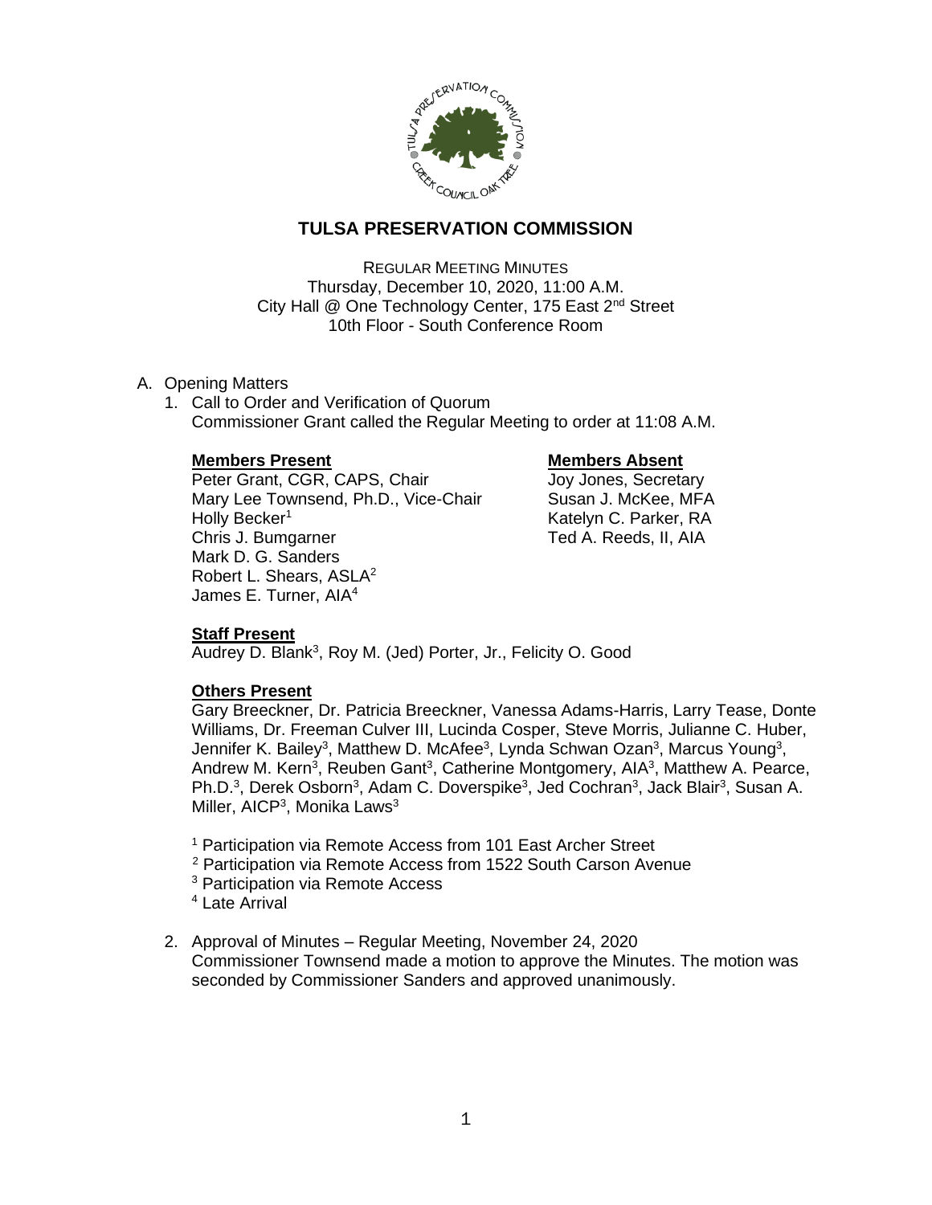# TULSA PRESERVATION COMMISSION

REGULAR MEETING MINUTES
Thursday, December 10, 2020, 11:00 A.M.
City Hall @ One Technology Center, 175 East 2nd Street
10th Floor - South Conference Room

A. Opening Matters
1. Call to Order and Verification of Quorum
Commissioner Grant called the Regular Meeting to order at 11:08 A.M.

**Members Present**
Peter Grant, CGR, CAPS, Chair
Mary Lee Townsend, Ph.D., Vice-Chair
Holly Becker[1]
Chris J. Bumgarner
Mark D. G. Sanders
Robert L. Shears, ASLA[2]
James E. Turner, AIA[4]

**Members Absent**
Joy Jones, Secretary
Susan J. McKee, MFA
Katelyn C. Parker, RA
Ted A. Reeds, II, AIA

**Staff Present**
Audrey D. Blank[3], Roy M. (Jed) Porter, Jr., Felicity O. Good

**Others Present**
Gary Breeckner, Dr. Patricia Breeckner, Vanessa Adams-Harris, Larry Tease, Donte Williams, Dr. Freeman Culver III, Lucinda Cosper, Steve Morris, Julianne C. Huber, Jennifer K. Bailey[3], Matthew D. McAfee[3], Lynda Schwan Ozan[3], Marcus Young[3], Andrew M. Kern[3], Reuben Gant[3], Catherine Montgomery, AIA[3], Matthew A. Pearce, Ph.D.[3], Derek Osborn[3], Adam C. Doverspike[3], Jed Cochran[3], Jack Blair[3], Susan A. Miller, AICP[3], Monika Laws[3]

[1] Participation via Remote Access from 101 East Archer Street
[2] Participation via Remote Access from 1522 South Carson Avenue
[3] Participation via Remote Access
[4] Late Arrival

2. Approval of Minutes – Regular Meeting, November 24, 2020
Commissioner Townsend made a motion to approve the Minutes. The motion was seconded by Commissioner Sanders and approved unanimously.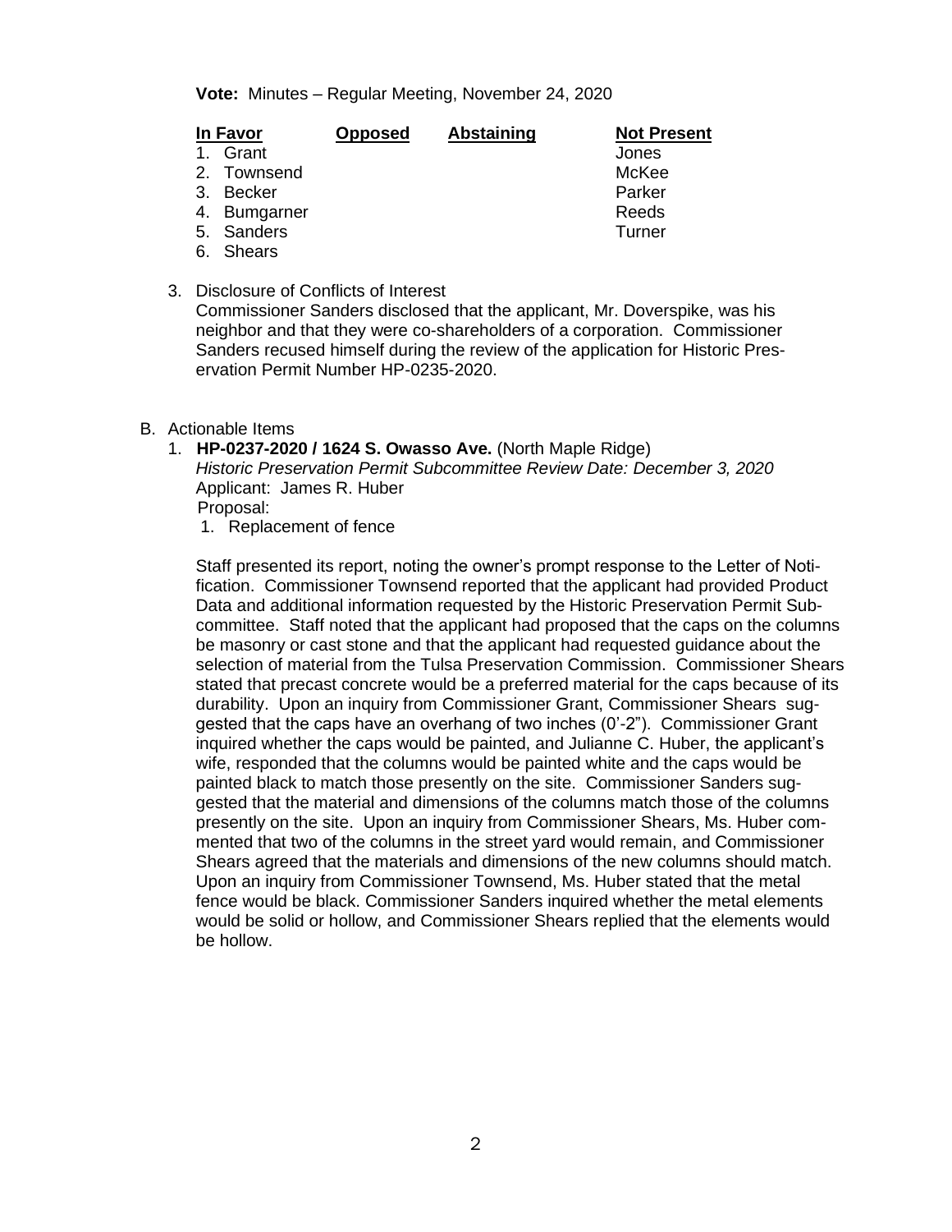**Vote:** Minutes – Regular Meeting, November 24, 2020

| In Favor | Opposed | Abstaining | Not Present |
|---|---|---|---|
| 1. Grant | | | Jones |
| 2. Townsend | | | McKee |
| 3. Becker | | | Parker |
| 4. Bumgarner | | | Reeds |
| 5. Sanders | | | Turner |
| 6. Shears | | | |

3. Disclosure of Conflicts of Interest
   Commissioner Sanders disclosed that the applicant, Mr. Doverspike, was his neighbor and that they were co-shareholders of a corporation. Commissioner Sanders recused himself during the review of the application for Historic Preservation Permit Number HP-0235-2020.

B. Actionable Items

1. **HP-0237-2020 / 1624 S. Owasso Ave.** (North Maple Ridge)
   *Historic Preservation Permit Subcommittee Review Date: December 3, 2020*
   Applicant: James R. Huber
   Proposal:
   1. Replacement of fence

   Staff presented its report, noting the owner's prompt response to the Letter of Notification. Commissioner Townsend reported that the applicant had provided Product Data and additional information requested by the Historic Preservation Permit Subcommittee. Staff noted that the applicant had proposed that the caps on the columns be masonry or cast stone and that the applicant had requested guidance about the selection of material from the Tulsa Preservation Commission. Commissioner Shears stated that precast concrete would be a preferred material for the caps because of its durability. Upon an inquiry from Commissioner Grant, Commissioner Shears suggested that the caps have an overhang of two inches (0'-2"). Commissioner Grant inquired whether the caps would be painted, and Julianne C. Huber, the applicant's wife, responded that the columns would be painted white and the caps would be painted black to match those presently on the site. Commissioner Sanders suggested that the material and dimensions of the columns match those of the columns presently on the site. Upon an inquiry from Commissioner Shears, Ms. Huber commented that two of the columns in the street yard would remain, and Commissioner Shears agreed that the materials and dimensions of the new columns should match. Upon an inquiry from Commissioner Townsend, Ms. Huber stated that the metal fence would be black. Commissioner Sanders inquired whether the metal elements would be solid or hollow, and Commissioner Shears replied that the elements would be hollow.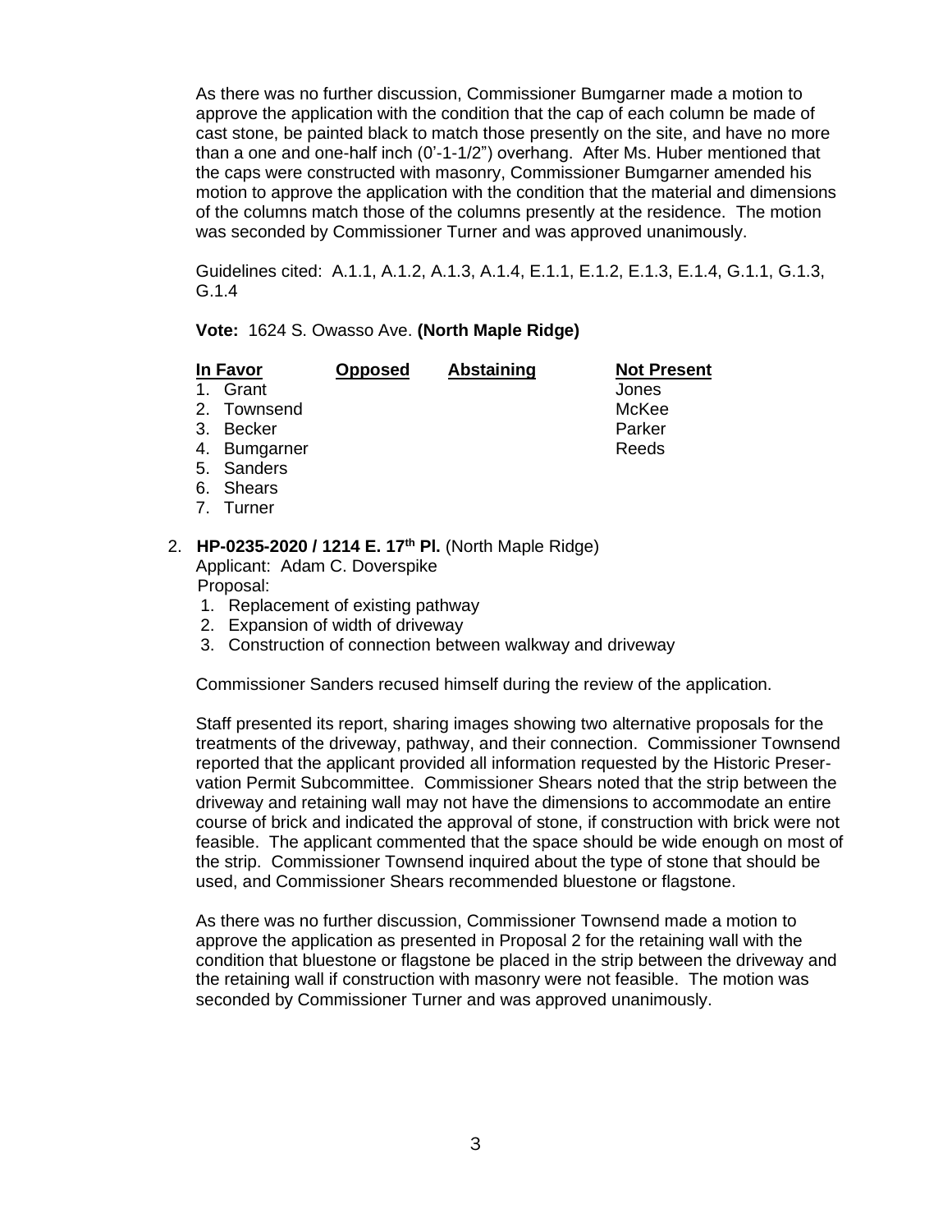As there was no further discussion, Commissioner Bumgarner made a motion to approve the application with the condition that the cap of each column be made of cast stone, be painted black to match those presently on the site, and have no more than a one and one-half inch (0'-1-1/2") overhang. After Ms. Huber mentioned that the caps were constructed with masonry, Commissioner Bumgarner amended his motion to approve the application with the condition that the material and dimensions of the columns match those of the columns presently at the residence. The motion was seconded by Commissioner Turner and was approved unanimously.

Guidelines cited: A.1.1, A.1.2, A.1.3, A.1.4, E.1.1, E.1.2, E.1.3, E.1.4, G.1.1, G.1.3, G.1.4

**Vote:** 1624 S. Owasso Ave. **(North Maple Ridge)**

| In Favor | Opposed | Abstaining | Not Present |
|---|---|---|---|
| 1. Grant | | | Jones |
| 2. Townsend | | | McKee |
| 3. Becker | | | Parker |
| 4. Bumgarner | | | Reeds |
| 5. Sanders | | | |
| 6. Shears | | | |
| 7. Turner | | | |

2. **HP-0235-2020 / 1214 E. 17th Pl.** (North Maple Ridge)
   Applicant: Adam C. Doverspike
   Proposal:
   1. Replacement of existing pathway
   2. Expansion of width of driveway
   3. Construction of connection between walkway and driveway

   Commissioner Sanders recused himself during the review of the application.

   Staff presented its report, sharing images showing two alternative proposals for the treatments of the driveway, pathway, and their connection. Commissioner Townsend reported that the applicant provided all information requested by the Historic Preservation Permit Subcommittee. Commissioner Shears noted that the strip between the driveway and retaining wall may not have the dimensions to accommodate an entire course of brick and indicated the approval of stone, if construction with brick were not feasible. The applicant commented that the space should be wide enough on most of the strip. Commissioner Townsend inquired about the type of stone that should be used, and Commissioner Shears recommended bluestone or flagstone.

   As there was no further discussion, Commissioner Townsend made a motion to approve the application as presented in Proposal 2 for the retaining wall with the condition that bluestone or flagstone be placed in the strip between the driveway and the retaining wall if construction with masonry were not feasible. The motion was seconded by Commissioner Turner and was approved unanimously.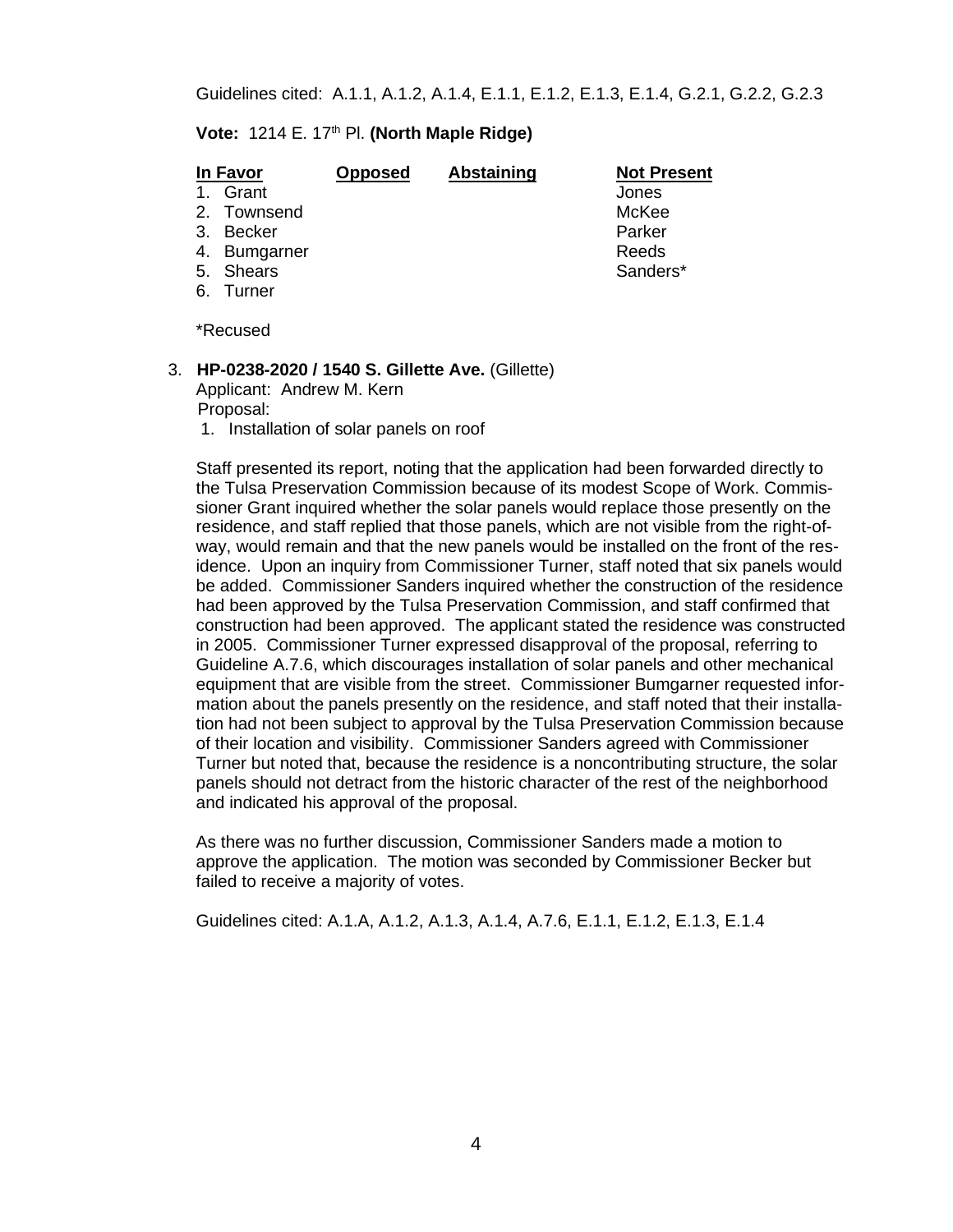Guidelines cited: A.1.1, A.1.2, A.1.4, E.1.1, E.1.2, E.1.3, E.1.4, G.2.1, G.2.2, G.2.3

**Vote:** 1214 E. 17th Pl. **(North Maple Ridge)**

| In Favor | Opposed | Abstaining | Not Present |
|---|---|---|---|
| 1. Grant | | | Jones |
| 2. Townsend | | | McKee |
| 3. Becker | | | Parker |
| 4. Bumgarner | | | Reeds |
| 5. Shears | | | Sanders* |
| 6. Turner | | | |

*Recused

3. **HP-0238-2020 / 1540 S. Gillette Ave.** (Gillette)
   Applicant: Andrew M. Kern
   Proposal:
   1. Installation of solar panels on roof

   Staff presented its report, noting that the application had been forwarded directly to the Tulsa Preservation Commission because of its modest Scope of Work. Commissioner Grant inquired whether the solar panels would replace those presently on the residence, and staff replied that those panels, which are not visible from the right-of-way, would remain and that the new panels would be installed on the front of the residence. Upon an inquiry from Commissioner Turner, staff noted that six panels would be added. Commissioner Sanders inquired whether the construction of the residence had been approved by the Tulsa Preservation Commission, and staff confirmed that construction had been approved. The applicant stated the residence was constructed in 2005. Commissioner Turner expressed disapproval of the proposal, referring to Guideline A.7.6, which discourages installation of solar panels and other mechanical equipment that are visible from the street. Commissioner Bumgarner requested information about the panels presently on the residence, and staff noted that their installation had not been subject to approval by the Tulsa Preservation Commission because of their location and visibility. Commissioner Sanders agreed with Commissioner Turner but noted that, because the residence is a noncontributing structure, the solar panels should not detract from the historic character of the rest of the neighborhood and indicated his approval of the proposal.

   As there was no further discussion, Commissioner Sanders made a motion to approve the application. The motion was seconded by Commissioner Becker but failed to receive a majority of votes.

   Guidelines cited: A.1.A, A.1.2, A.1.3, A.1.4, A.7.6, E.1.1, E.1.2, E.1.3, E.1.4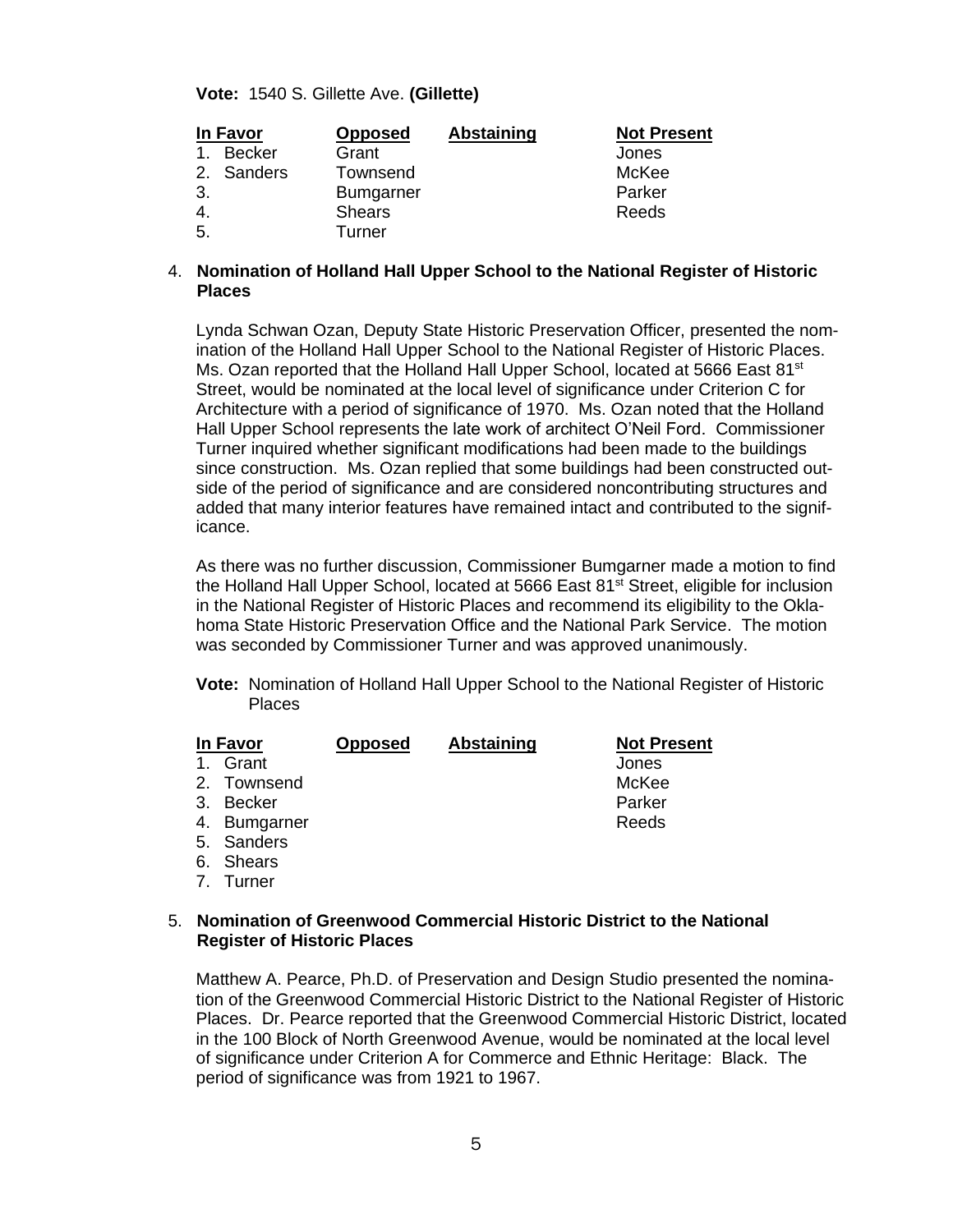**Vote:** 1540 S. Gillette Ave. **(Gillette)**

| In Favor | Opposed | Abstaining | Not Present |
|---|---|---|---|
| 1. Becker | Grant | | Jones |
| 2. Sanders | Townsend | | McKee |
| 3. | Bumgarner | | Parker |
| 4. | Shears | | Reeds |
| 5. | Turner | | |

4. **Nomination of Holland Hall Upper School to the National Register of Historic Places**

   Lynda Schwan Ozan, Deputy State Historic Preservation Officer, presented the nomination of the Holland Hall Upper School to the National Register of Historic Places. Ms. Ozan reported that the Holland Hall Upper School, located at 5666 East 81st Street, would be nominated at the local level of significance under Criterion C for Architecture with a period of significance of 1970. Ms. Ozan noted that the Holland Hall Upper School represents the late work of architect O'Neil Ford. Commissioner Turner inquired whether significant modifications had been made to the buildings since construction. Ms. Ozan replied that some buildings had been constructed outside of the period of significance and are considered noncontributing structures and added that many interior features have remained intact and contributed to the significance.

   As there was no further discussion, Commissioner Bumgarner made a motion to find the Holland Hall Upper School, located at 5666 East 81st Street, eligible for inclusion in the National Register of Historic Places and recommend its eligibility to the Oklahoma State Historic Preservation Office and the National Park Service. The motion was seconded by Commissioner Turner and was approved unanimously.

   **Vote:** Nomination of Holland Hall Upper School to the National Register of Historic Places

| In Favor | Opposed | Abstaining | Not Present |
|---|---|---|---|
| 1. Grant | | | Jones |
| 2. Townsend | | | McKee |
| 3. Becker | | | Parker |
| 4. Bumgarner | | | Reeds |
| 5. Sanders | | | |
| 6. Shears | | | |
| 7. Turner | | | |

5. **Nomination of Greenwood Commercial Historic District to the National Register of Historic Places**

   Matthew A. Pearce, Ph.D. of Preservation and Design Studio presented the nomination of the Greenwood Commercial Historic District to the National Register of Historic Places. Dr. Pearce reported that the Greenwood Commercial Historic District, located in the 100 Block of North Greenwood Avenue, would be nominated at the local level of significance under Criterion A for Commerce and Ethnic Heritage: Black. The period of significance was from 1921 to 1967.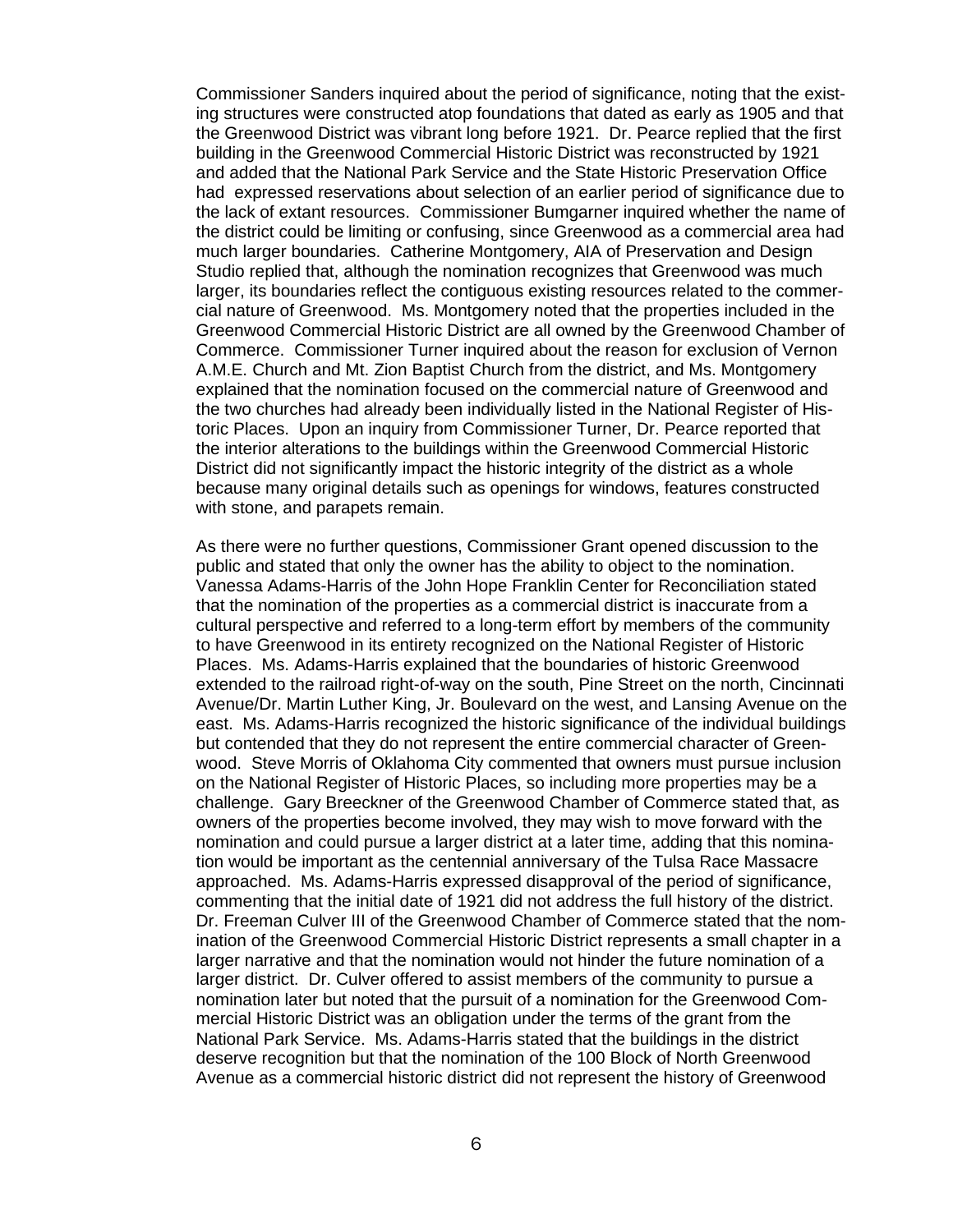Commissioner Sanders inquired about the period of significance, noting that the existing structures were constructed atop foundations that dated as early as 1905 and that the Greenwood District was vibrant long before 1921. Dr. Pearce replied that the first building in the Greenwood Commercial Historic District was reconstructed by 1921 and added that the National Park Service and the State Historic Preservation Office had expressed reservations about selection of an earlier period of significance due to the lack of extant resources. Commissioner Bumgarner inquired whether the name of the district could be limiting or confusing, since Greenwood as a commercial area had much larger boundaries. Catherine Montgomery, AIA of Preservation and Design Studio replied that, although the nomination recognizes that Greenwood was much larger, its boundaries reflect the contiguous existing resources related to the commercial nature of Greenwood. Ms. Montgomery noted that the properties included in the Greenwood Commercial Historic District are all owned by the Greenwood Chamber of Commerce. Commissioner Turner inquired about the reason for exclusion of Vernon A.M.E. Church and Mt. Zion Baptist Church from the district, and Ms. Montgomery explained that the nomination focused on the commercial nature of Greenwood and the two churches had already been individually listed in the National Register of Historic Places. Upon an inquiry from Commissioner Turner, Dr. Pearce reported that the interior alterations to the buildings within the Greenwood Commercial Historic District did not significantly impact the historic integrity of the district as a whole because many original details such as openings for windows, features constructed with stone, and parapets remain.

As there were no further questions, Commissioner Grant opened discussion to the public and stated that only the owner has the ability to object to the nomination. Vanessa Adams-Harris of the John Hope Franklin Center for Reconciliation stated that the nomination of the properties as a commercial district is inaccurate from a cultural perspective and referred to a long-term effort by members of the community to have Greenwood in its entirety recognized on the National Register of Historic Places. Ms. Adams-Harris explained that the boundaries of historic Greenwood extended to the railroad right-of-way on the south, Pine Street on the north, Cincinnati Avenue/Dr. Martin Luther King, Jr. Boulevard on the west, and Lansing Avenue on the east. Ms. Adams-Harris recognized the historic significance of the individual buildings but contended that they do not represent the entire commercial character of Greenwood. Steve Morris of Oklahoma City commented that owners must pursue inclusion on the National Register of Historic Places, so including more properties may be a challenge. Gary Breeckner of the Greenwood Chamber of Commerce stated that, as owners of the properties become involved, they may wish to move forward with the nomination and could pursue a larger district at a later time, adding that this nomination would be important as the centennial anniversary of the Tulsa Race Massacre approached. Ms. Adams-Harris expressed disapproval of the period of significance, commenting that the initial date of 1921 did not address the full history of the district. Dr. Freeman Culver III of the Greenwood Chamber of Commerce stated that the nomination of the Greenwood Commercial Historic District represents a small chapter in a larger narrative and that the nomination would not hinder the future nomination of a larger district. Dr. Culver offered to assist members of the community to pursue a nomination later but noted that the pursuit of a nomination for the Greenwood Commercial Historic District was an obligation under the terms of the grant from the National Park Service. Ms. Adams-Harris stated that the buildings in the district deserve recognition but that the nomination of the 100 Block of North Greenwood Avenue as a commercial historic district did not represent the history of Greenwood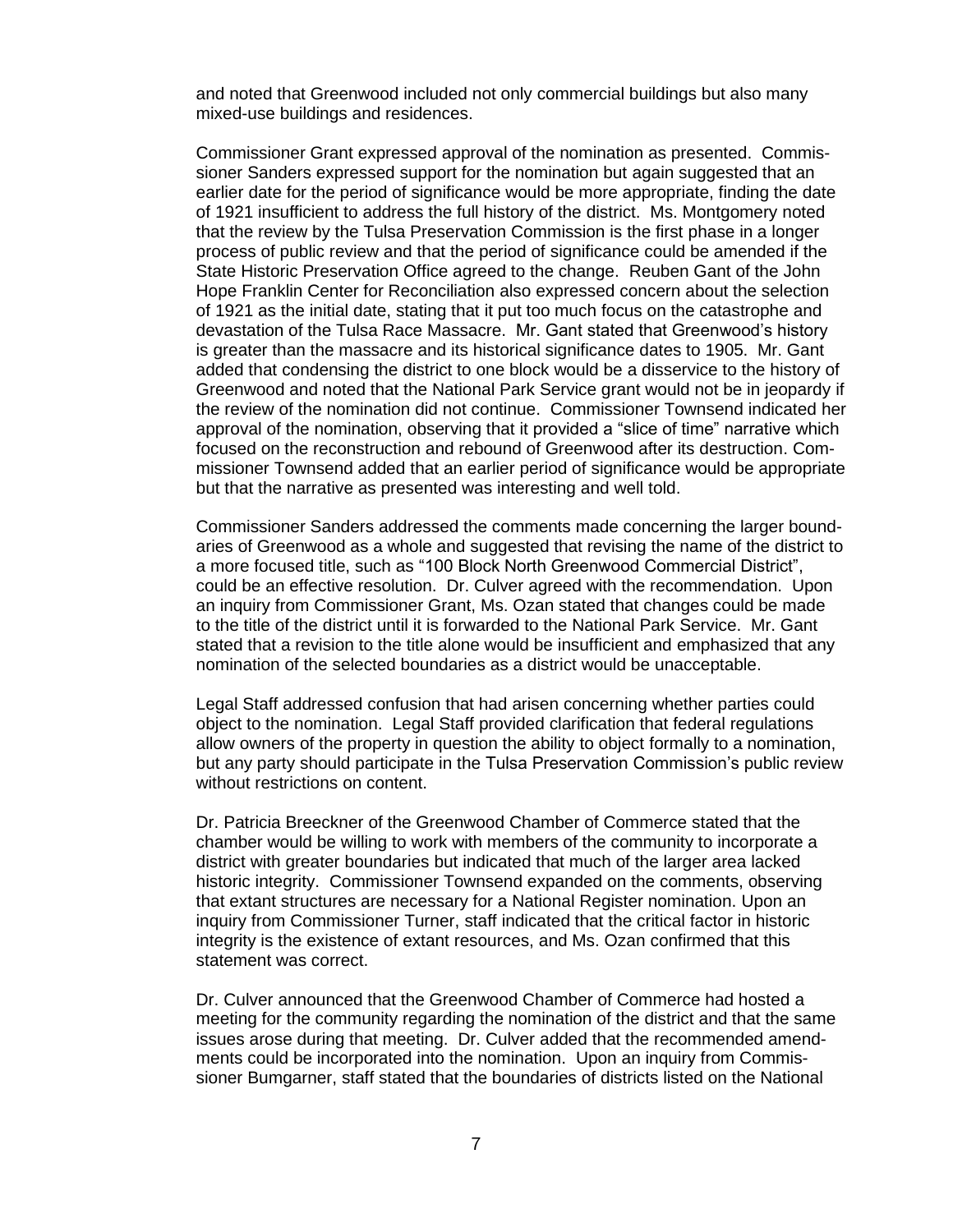and noted that Greenwood included not only commercial buildings but also many mixed-use buildings and residences.

Commissioner Grant expressed approval of the nomination as presented. Commissioner Sanders expressed support for the nomination but again suggested that an earlier date for the period of significance would be more appropriate, finding the date of 1921 insufficient to address the full history of the district. Ms. Montgomery noted that the review by the Tulsa Preservation Commission is the first phase in a longer process of public review and that the period of significance could be amended if the State Historic Preservation Office agreed to the change. Reuben Gant of the John Hope Franklin Center for Reconciliation also expressed concern about the selection of 1921 as the initial date, stating that it put too much focus on the catastrophe and devastation of the Tulsa Race Massacre. Mr. Gant stated that Greenwood's history is greater than the massacre and its historical significance dates to 1905. Mr. Gant added that condensing the district to one block would be a disservice to the history of Greenwood and noted that the National Park Service grant would not be in jeopardy if the review of the nomination did not continue. Commissioner Townsend indicated her approval of the nomination, observing that it provided a "slice of time" narrative which focused on the reconstruction and rebound of Greenwood after its destruction. Commissioner Townsend added that an earlier period of significance would be appropriate but that the narrative as presented was interesting and well told.

Commissioner Sanders addressed the comments made concerning the larger boundaries of Greenwood as a whole and suggested that revising the name of the district to a more focused title, such as "100 Block North Greenwood Commercial District", could be an effective resolution. Dr. Culver agreed with the recommendation. Upon an inquiry from Commissioner Grant, Ms. Ozan stated that changes could be made to the title of the district until it is forwarded to the National Park Service. Mr. Gant stated that a revision to the title alone would be insufficient and emphasized that any nomination of the selected boundaries as a district would be unacceptable.

Legal Staff addressed confusion that had arisen concerning whether parties could object to the nomination. Legal Staff provided clarification that federal regulations allow owners of the property in question the ability to object formally to a nomination, but any party should participate in the Tulsa Preservation Commission's public review without restrictions on content.

Dr. Patricia Breeckner of the Greenwood Chamber of Commerce stated that the chamber would be willing to work with members of the community to incorporate a district with greater boundaries but indicated that much of the larger area lacked historic integrity. Commissioner Townsend expanded on the comments, observing that extant structures are necessary for a National Register nomination. Upon an inquiry from Commissioner Turner, staff indicated that the critical factor in historic integrity is the existence of extant resources, and Ms. Ozan confirmed that this statement was correct.

Dr. Culver announced that the Greenwood Chamber of Commerce had hosted a meeting for the community regarding the nomination of the district and that the same issues arose during that meeting. Dr. Culver added that the recommended amendments could be incorporated into the nomination. Upon an inquiry from Commissioner Bumgarner, staff stated that the boundaries of districts listed on the National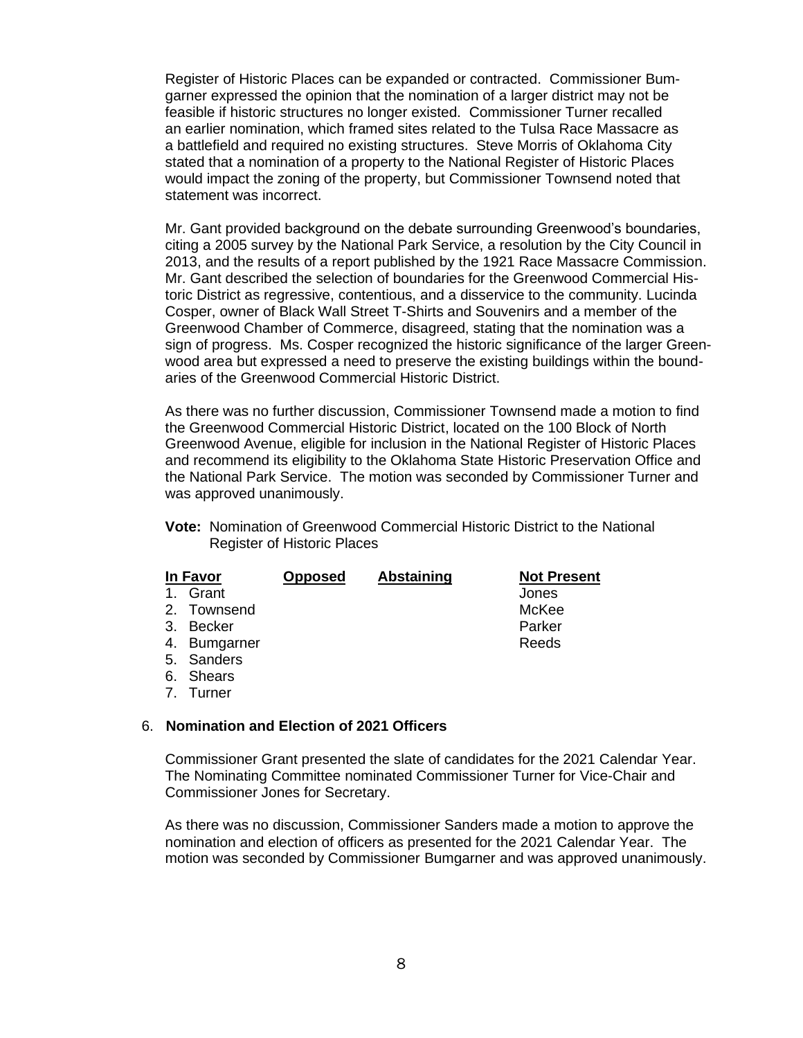Register of Historic Places can be expanded or contracted. Commissioner Bumgarner expressed the opinion that the nomination of a larger district may not be feasible if historic structures no longer existed. Commissioner Turner recalled an earlier nomination, which framed sites related to the Tulsa Race Massacre as a battlefield and required no existing structures. Steve Morris of Oklahoma City stated that a nomination of a property to the National Register of Historic Places would impact the zoning of the property, but Commissioner Townsend noted that statement was incorrect.

Mr. Gant provided background on the debate surrounding Greenwood's boundaries, citing a 2005 survey by the National Park Service, a resolution by the City Council in 2013, and the results of a report published by the 1921 Race Massacre Commission. Mr. Gant described the selection of boundaries for the Greenwood Commercial Historic District as regressive, contentious, and a disservice to the community. Lucinda Cosper, owner of Black Wall Street T-Shirts and Souvenirs and a member of the Greenwood Chamber of Commerce, disagreed, stating that the nomination was a sign of progress. Ms. Cosper recognized the historic significance of the larger Greenwood area but expressed a need to preserve the existing buildings within the boundaries of the Greenwood Commercial Historic District.

As there was no further discussion, Commissioner Townsend made a motion to find the Greenwood Commercial Historic District, located on the 100 Block of North Greenwood Avenue, eligible for inclusion in the National Register of Historic Places and recommend its eligibility to the Oklahoma State Historic Preservation Office and the National Park Service. The motion was seconded by Commissioner Turner and was approved unanimously.

**Vote:** Nomination of Greenwood Commercial Historic District to the National Register of Historic Places

| In Favor | Opposed | Abstaining | Not Present |
|---|---|---|---|
| 1. Grant | | | Jones |
| 2. Townsend | | | McKee |
| 3. Becker | | | Parker |
| 4. Bumgarner | | | Reeds |
| 5. Sanders | | | |
| 6. Shears | | | |
| 7. Turner | | | |

6. **Nomination and Election of 2021 Officers**

Commissioner Grant presented the slate of candidates for the 2021 Calendar Year. The Nominating Committee nominated Commissioner Turner for Vice-Chair and Commissioner Jones for Secretary.

As there was no discussion, Commissioner Sanders made a motion to approve the nomination and election of officers as presented for the 2021 Calendar Year. The motion was seconded by Commissioner Bumgarner and was approved unanimously.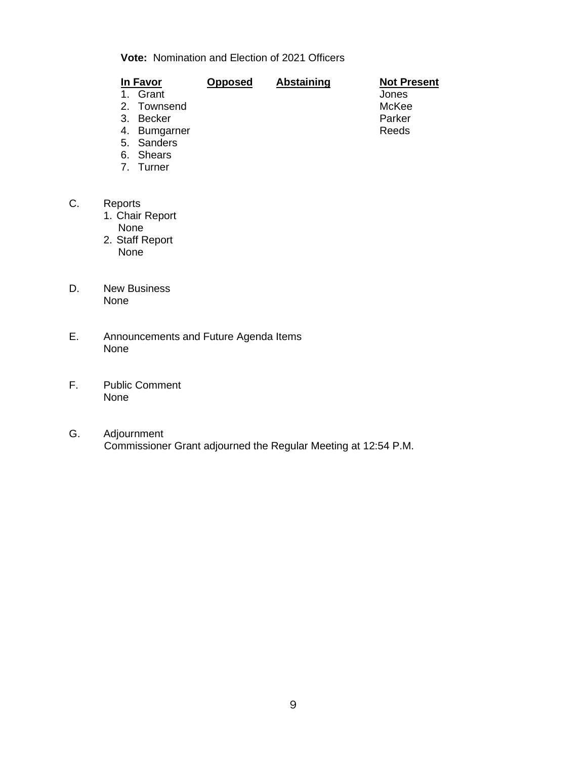**Vote:** Nomination and Election of 2021 Officers

| In Favor | Opposed | Abstaining | Not Present |
|---|---|---|---|
| 1. Grant | | | Jones |
| 2. Townsend | | | McKee |
| 3. Becker | | | Parker |
| 4. Bumgarner | | | Reeds |
| 5. Sanders | | | |
| 6. Shears | | | |
| 7. Turner | | | |

C. Reports

1. Chair Report
   None
2. Staff Report
   None

D. New Business
None

E. Announcements and Future Agenda Items
None

F. Public Comment
None

G. Adjournment
Commissioner Grant adjourned the Regular Meeting at 12:54 P.M.